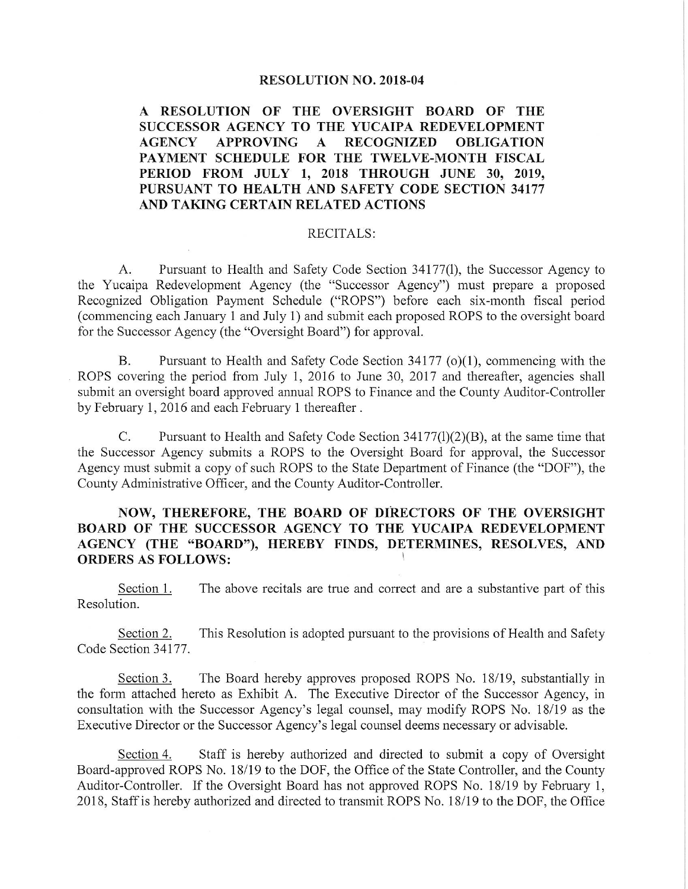# RESOLUTION NO. 2018-04

## A RESOLUTION OF THE OVERSIGHT BOARD OF THE SUCCESSOR AGENCY TO THE YUCAIPA REDEVELOPMENT AGENCY APPROVING A RECOGNIZED OBLIGATION PAYMENT SCHEDULE FOR THE TWELVE-MONTH FISCAL PERIOD FROM JULY 1, 2018 THROUGH JUNE 30, 2019, PURSUANT TO HEALTH AND SAFETY CODE SECTION 34177 AND TAKING CERTAIN RELATED ACTIONS

RECITALS:

A. Pursuant to Health and Safety Code Section 34177(l), the Successor Agency to the Yucaipa Redevelopment Agency (the "Successor Agency") must prepare a proposed Recognized Obligation Payment Schedule ("ROPS") before each six-month fiscal period (commencing each January 1 and July 1) and submit each proposed ROPS to the oversight board for the Successor Agency (the "Oversight Board") for approval.

B. Pursuant to Health and Safety Code Section 34177 (o)(1), commencing with the ROPS covering the period from July 1, 2016 to June 30, 2017 and thereafter, agencies shall submit an oversight board approved annual ROPS to Finance and the County Auditor-Controller by February 1, 2016 and each February 1 thereafter .

C. Pursuant to Health and Safety Code Section 34177(l)(2)(B), at the same time that the Successor Agency submits a ROPS to the Oversight Board for approval, the Successor Agency must submit a copy of such ROPS to the State Department of Finance (the "DOF"), the County Administrative Officer, and the County Auditor-Controller.

**NOW, THEREFORE, THE BOARD OF DIRECTORS OF THE OVERSIGHT BOARD OF THE SUCCESSOR AGENCY TO THE YUCAIPA REDEVELOPMENT AGENCY (THE "BOARD"), HEREBY FINDS, DETERMINES, RESOLVES, AND ORDERS AS FOLLOWS:**

Section 1. The above recitals are true and correct and are a substantive part of this Resolution.

Section 2. This Resolution is adopted pursuant to the provisions of Health and Safety Code Section 34177.

Section 3. The Board hereby approves proposed ROPS No. 18/19, substantially in the form attached hereto as Exhibit A. The Executive Director of the Successor Agency, in consultation with the Successor Agency's legal counsel, may modify ROPS No. 18/19 as the Executive Director or the Successor Agency's legal counsel deems necessary or advisable.

Section 4. Staff is hereby authorized and directed to submit a copy of Oversight Board-approved ROPS No. 18/19 to the DOF, the Office of the State Controller, and the County Auditor-Controller. If the Oversight Board has not approved ROPS No. 18/19 by February 1, 2018, Staff is hereby authorized and directed to transmit ROPS No. 18/19 to the DOF, the Office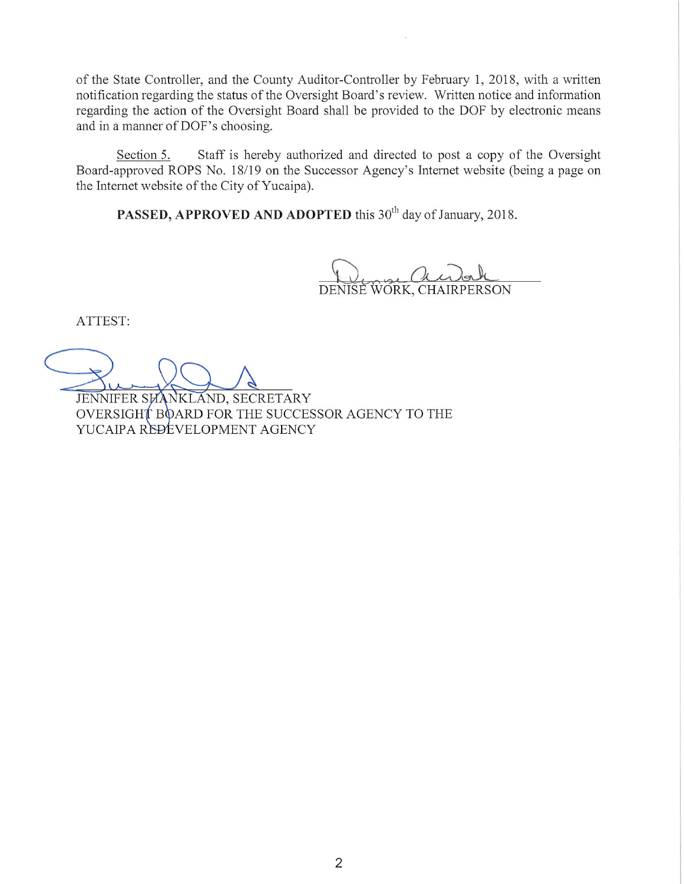of the State Controller, and the County Auditor-Controller by February 1, 2018, with a written notification regarding the status of the Oversight Board's review. Written notice and information regarding the action of the Oversight Board shall be provided to the DOF by electronic means and in a manner of DOF's choosing.

Section 5. Staff is hereby authorized and directed to post a copy of the Oversight Board-approved ROPS No. 18/19 on the Successor Agency's Internet website (being a page on the Internet website of the City of Yucaipa).

**PASSED, APPROVED AND ADOPTED** this 30th day of January, 2018.

DENISE WORK, CHAIRPERSON

ATTEST:

JENNIFER SHANKLAND, SECRETARY
OVERSIGHT BOARD FOR THE SUCCESSOR AGENCY TO THE
YUCAIPA REDEVELOPMENT AGENCY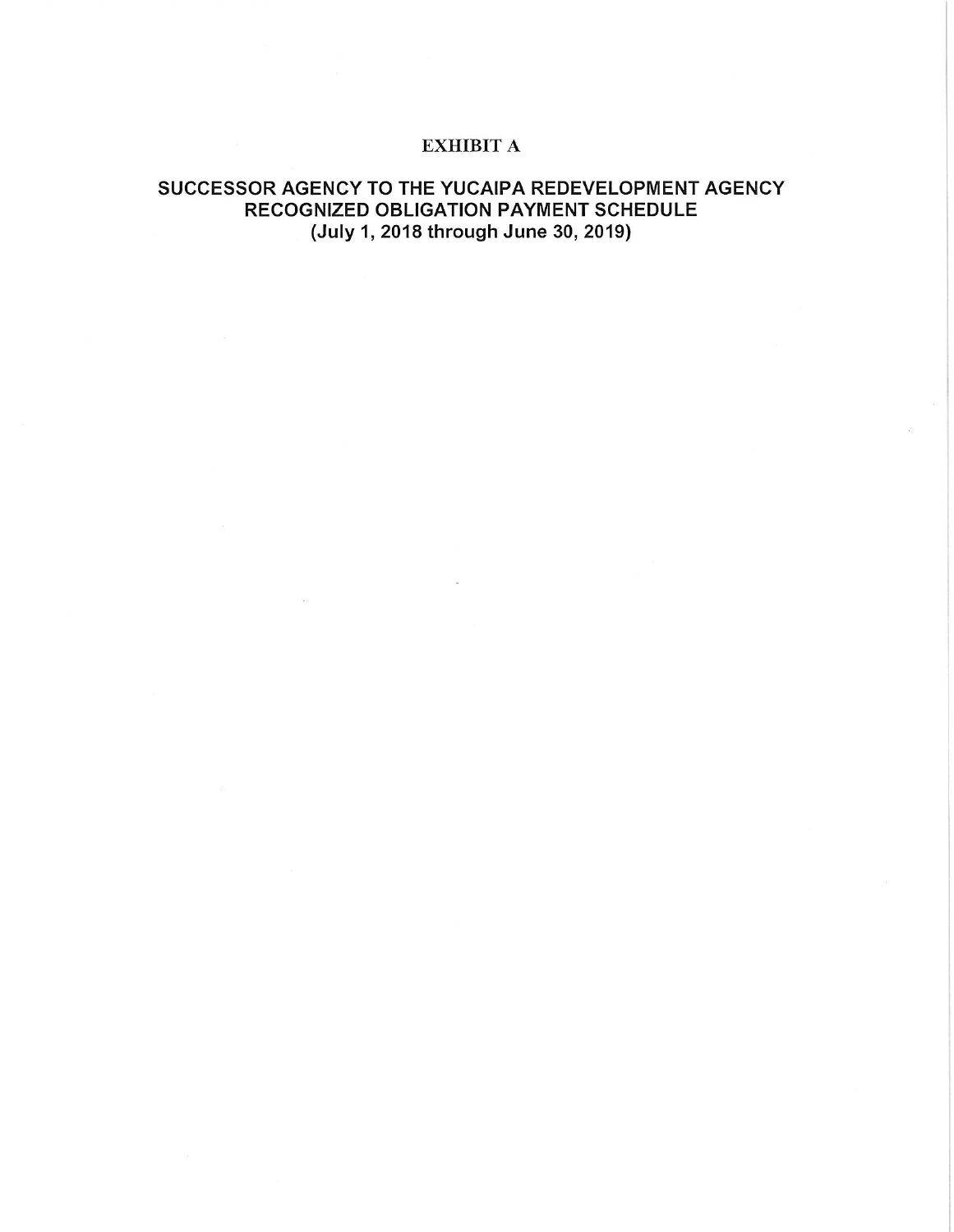# EXHIBIT A

## SUCCESSOR AGENCY TO THE YUCAIPA REDEVELOPMENT AGENCY
## RECOGNIZED OBLIGATION PAYMENT SCHEDULE
## (July 1, 2018 through June 30, 2019)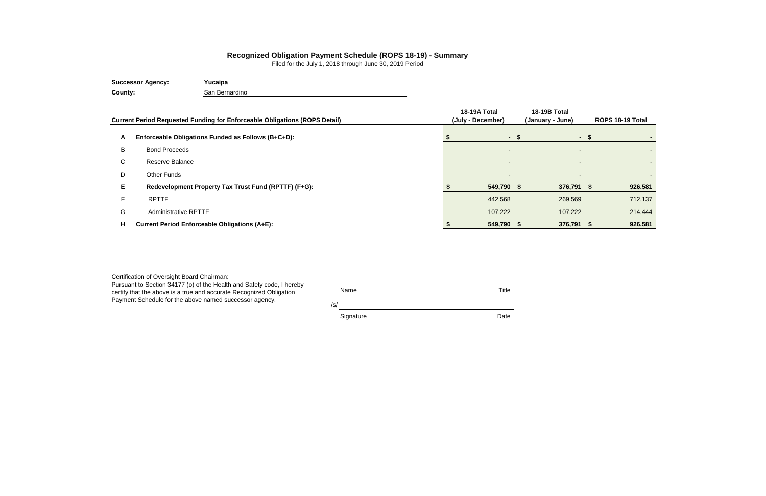## Recognized Obligation Payment Schedule (ROPS 18-19) - Summary

Filed for the July 1, 2018 through June 30, 2019 Period

**Successor Agency:** Yucaipa

**County:** San Bernardino

| | Current Period Requested Funding for Enforceable Obligations (ROPS Detail) | 18-19A Total (July - December) | 18-19B Total (January - June) | ROPS 18-19 Total |
|---|---|---|---|---|
| **A** | **Enforceable Obligations Funded as Follows (B+C+D):** | **$ -** | **$ -** | **$ -** |
| B | Bond Proceeds | - | - | - |
| C | Reserve Balance | - | - | - |
| D | Other Funds | - | - | - |
| **E** | **Redevelopment Property Tax Trust Fund (RPTTF) (F+G):** | **$ 549,790** | **$ 376,791** | **$ 926,581** |
| F | RPTTF | 442,568 | 269,569 | 712,137 |
| G | Administrative RPTTF | 107,222 | 107,222 | 214,444 |
| **H** | **Current Period Enforceable Obligations (A+E):** | **$ 549,790** | **$ 376,791** | **$ 926,581** |

Certification of Oversight Board Chairman:
Pursuant to Section 34177 (o) of the Health and Safety code, I hereby certify that the above is a true and accurate Recognized Obligation Payment Schedule for the above named successor agency.

Name — Title

/s/

Signature — Date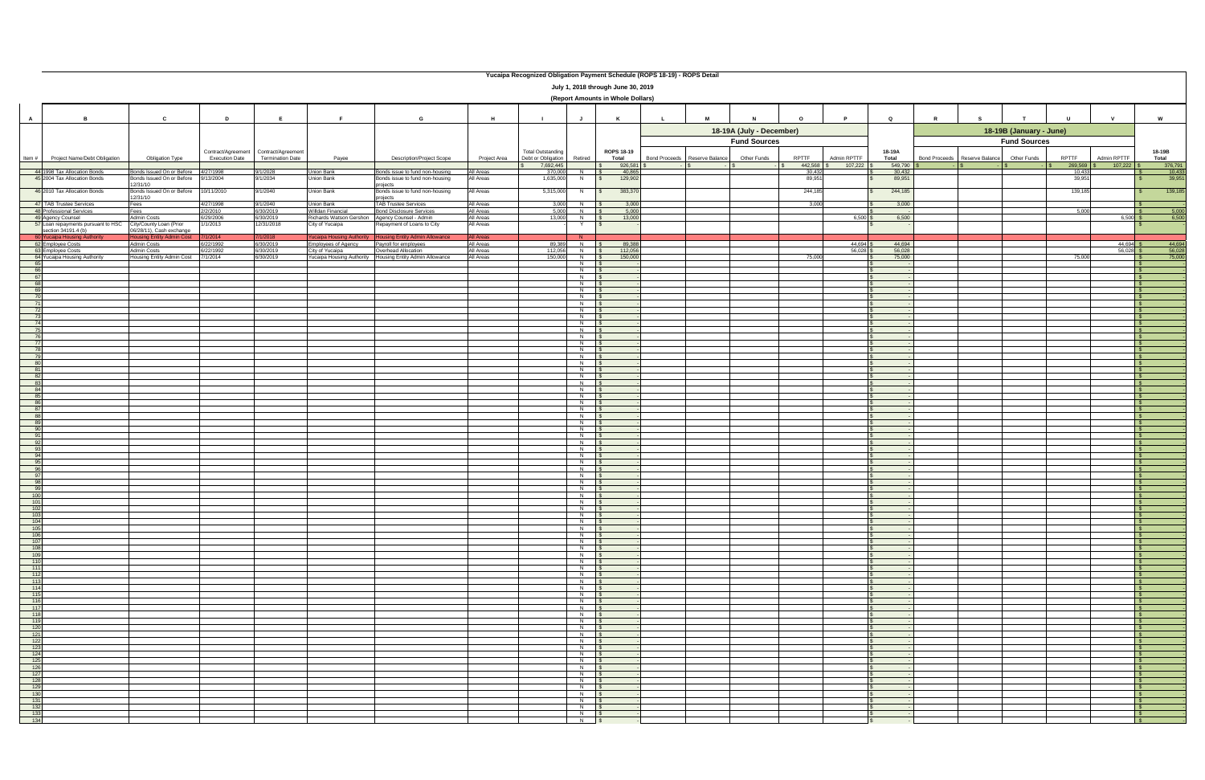# Yucaipa Recognized Obligation Payment Schedule (ROPS 18-19) - ROPS Detail

## July 1, 2018 through June 30, 2019

### (Report Amounts in Whole Dollars)

| A | B | C | D | E | F | G | H | I | J | K | L | M | N | O | P | Q | R | S | T | U | V | W |
|---|---|---|---|---|---|---|---|---|---|---|---|---|---|---|---|---|---|---|---|---|---|---|
| | | | | | | | | | | | 18-19A (July - December) | | | | | | 18-19B (January - June) | | | | | |
| | | | | | | | | | | | Fund Sources | | | | | | Fund Sources | | | | | |
| Item # | Project Name/Debt Obligation | Obligation Type | Contract/Agreement Execution Date | Contract/Agreement Termination Date | Payee | Description/Project Scope | Project Area | Total Outstanding Debt or Obligation | Retired | ROPS 18-19 Total | Bond Proceeds | Reserve Balance | Other Funds | RPTTF | Admin RPTTF | 18-19A Total | Bond Proceeds | Reserve Balance | Other Funds | RPTTF | Admin RPTTF | 18-19B Total |
| | | | | | | | | $ 7,692,445 | | $ 926,581 | $ - | $ - | $ - | $ 442,568 | $ 107,222 | $ 549,790 | $ - | $ - | $ - | $ 269,569 | $ 107,222 | $ 376,791 |
| 44 | 1998 Tax Allocation Bonds | Bonds Issued On or Before 12/31/10 | 4/27/1998 | 9/1/2028 | Union Bank | Bonds issue to fund non-housing projects | All Areas | 370,000 | N | $ 40,865 | | | | 30,432 | | $ 30,432 | | | | 10,433 | | $ 10,433 |
| 45 | 2004 Tax Allocation Bonds | Bonds Issued On or Before 12/31/10 | 8/13/2004 | 9/1/2034 | Union Bank | Bonds issue to fund non-housing projects | All Areas | 1,635,000 | N | $ 129,902 | | | | 89,951 | | $ 89,951 | | | | 39,951 | | $ 39,951 |
| 46 | 2010 Tax Allocation Bonds | Bonds Issued On or Before 12/31/10 | 10/11/2010 | 9/1/2040 | Union Bank | Bonds issue to fund non-housing projects | All Areas | 5,315,000 | N | $ 383,370 | | | | 244,185 | | $ 244,185 | | | | 139,185 | | $ 139,185 |
| 47 | TAB Trustee Services | Fees | 4/27/1998 | 9/1/2040 | Union Bank | TAB Trustee Services | All Areas | 3,000 | N | $ 3,000 | | | | 3,000 | | $ 3,000 | | | | | | $ - |
| 48 | Professional Services | Fees | 2/2/2010 | 6/30/2019 | Willdan Financial | Bond Disclosure Services | All Areas | 5,000 | N | $ 5,000 | | | | | | $ - | | | | 5,000 | | $ 5,000 |
| 49 | Agency Counsel | Admin Costs | 6/29/2006 | 6/30/2019 | Richards Watson Gershon | Agency Counsel - Admin | All Areas | 13,000 | N | $ 13,000 | | | | | 6,500 | $ 6,500 | | | | | 6,500 | $ 6,500 |
| 57 | Loan repayments pursuant to HSC section 34191.4 (b) | City/County Loan (Prior 06/28/11), Cash exchange | 1/1/2013 | 12/31/2018 | City of Yucaipa | Repayment of Loans to City | All Areas | | Y | $ - | | | | | | $ - | | | | | | $ - |
| 60 | Yucaipa Housing Authority | Housing Entity Admin Cost | 7/1/2014 | 7/1/2018 | Yucaipa Housing Authority | Housing Entity Admin Allowance | All Areas | | N | | | | | | | | | | | | | |
| 62 | Employee Costs | Admin Costs | 6/22/1992 | 6/30/2019 | Employees of Agency | Payroll for employees | All Areas | 89,388 | N | $ 89,388 | | | | | 44,694 | $ 44,694 | | | | | 44,694 | $ 44,694 |
| 63 | Employee Costs | Admin Costs | 6/22/1992 | 6/30/2019 | City of Yucaipa | Overhead Allocation | All Areas | 112,056 | N | $ 112,056 | | | | | 56,028 | $ 56,028 | | | | | 56,028 | $ 56,028 |
| 64 | Yucaipa Housing Authority | Housing Entity Admin Cost | 7/1/2014 | 6/30/2019 | Yucaipa Housing Authority | Housing Entity Admin Allowance | All Areas | 150,000 | N | $ 150,000 | | | | 75,000 | | $ 75,000 | | | | 75,000 | | $ 75,000 |
| 65 | | | | | | | | | N | $ - | | | | | | $ - | | | | | | $ - |
| 66 | | | | | | | | | N | $ - | | | | | | $ - | | | | | | $ - |
| 67 | | | | | | | | | N | $ - | | | | | | $ - | | | | | | $ - |
| 68 | | | | | | | | | N | $ - | | | | | | $ - | | | | | | $ - |
| 69 | | | | | | | | | N | $ - | | | | | | $ - | | | | | | $ - |
| 70 | | | | | | | | | N | $ - | | | | | | $ - | | | | | | $ - |
| 71 | | | | | | | | | N | $ - | | | | | | $ - | | | | | | $ - |
| 72 | | | | | | | | | N | $ - | | | | | | $ - | | | | | | $ - |
| 73 | | | | | | | | | N | $ - | | | | | | $ - | | | | | | $ - |
| 74 | | | | | | | | | N | $ - | | | | | | $ - | | | | | | $ - |
| 75 | | | | | | | | | N | $ - | | | | | | $ - | | | | | | $ - |
| 76 | | | | | | | | | N | $ - | | | | | | $ - | | | | | | $ - |
| 77 | | | | | | | | | N | $ - | | | | | | $ - | | | | | | $ - |
| 78 | | | | | | | | | N | $ - | | | | | | $ - | | | | | | $ - |
| 79 | | | | | | | | | N | $ - | | | | | | $ - | | | | | | $ - |
| 80 | | | | | | | | | N | $ - | | | | | | $ - | | | | | | $ - |
| 81 | | | | | | | | | N | $ - | | | | | | $ - | | | | | | $ - |
| 82 | | | | | | | | | N | $ - | | | | | | $ - | | | | | | $ - |
| 83 | | | | | | | | | N | $ - | | | | | | $ - | | | | | | $ - |
| 84 | | | | | | | | | N | $ - | | | | | | $ - | | | | | | $ - |
| 85 | | | | | | | | | N | $ - | | | | | | $ - | | | | | | $ - |
| 86 | | | | | | | | | N | $ - | | | | | | $ - | | | | | | $ - |
| 87 | | | | | | | | | N | $ - | | | | | | $ - | | | | | | $ - |
| 88 | | | | | | | | | N | $ - | | | | | | $ - | | | | | | $ - |
| 89 | | | | | | | | | N | $ - | | | | | | $ - | | | | | | $ - |
| 90 | | | | | | | | | N | $ - | | | | | | $ - | | | | | | $ - |
| 91 | | | | | | | | | N | $ - | | | | | | $ - | | | | | | $ - |
| 92 | | | | | | | | | N | $ - | | | | | | $ - | | | | | | $ - |
| 93 | | | | | | | | | N | $ - | | | | | | $ - | | | | | | $ - |
| 94 | | | | | | | | | N | $ - | | | | | | $ - | | | | | | $ - |
| 95 | | | | | | | | | N | $ - | | | | | | $ - | | | | | | $ - |
| 96 | | | | | | | | | N | $ - | | | | | | $ - | | | | | | $ - |
| 97 | | | | | | | | | N | $ - | | | | | | $ - | | | | | | $ - |
| 98 | | | | | | | | | N | $ - | | | | | | $ - | | | | | | $ - |
| 99 | | | | | | | | | N | $ - | | | | | | $ - | | | | | | $ - |
| 100 | | | | | | | | | N | $ - | | | | | | $ - | | | | | | $ - |
| 101 | | | | | | | | | N | $ - | | | | | | $ - | | | | | | $ - |
| 102 | | | | | | | | | N | $ - | | | | | | $ - | | | | | | $ - |
| 103 | | | | | | | | | N | $ - | | | | | | $ - | | | | | | $ - |
| 104 | | | | | | | | | N | $ - | | | | | | $ - | | | | | | $ - |
| 105 | | | | | | | | | N | $ - | | | | | | $ - | | | | | | $ - |
| 106 | | | | | | | | | N | $ - | | | | | | $ - | | | | | | $ - |
| 107 | | | | | | | | | N | $ - | | | | | | $ - | | | | | | $ - |
| 108 | | | | | | | | | N | $ - | | | | | | $ - | | | | | | $ - |
| 109 | | | | | | | | | N | $ - | | | | | | $ - | | | | | | $ - |
| 110 | | | | | | | | | N | $ - | | | | | | $ - | | | | | | $ - |
| 111 | | | | | | | | | N | $ - | | | | | | $ - | | | | | | $ - |
| 112 | | | | | | | | | N | $ - | | | | | | $ - | | | | | | $ - |
| 113 | | | | | | | | | N | $ - | | | | | | $ - | | | | | | $ - |
| 114 | | | | | | | | | N | $ - | | | | | | $ - | | | | | | $ - |
| 115 | | | | | | | | | N | $ - | | | | | | $ - | | | | | | $ - |
| 116 | | | | | | | | | N | $ - | | | | | | $ - | | | | | | $ - |
| 117 | | | | | | | | | N | $ - | | | | | | $ - | | | | | | $ - |
| 118 | | | | | | | | | N | $ - | | | | | | $ - | | | | | | $ - |
| 119 | | | | | | | | | N | $ - | | | | | | $ - | | | | | | $ - |
| 120 | | | | | | | | | N | $ - | | | | | | $ - | | | | | | $ - |
| 121 | | | | | | | | | N | $ - | | | | | | $ - | | | | | | $ - |
| 122 | | | | | | | | | N | $ - | | | | | | $ - | | | | | | $ - |
| 123 | | | | | | | | | N | $ - | | | | | | $ - | | | | | | $ - |
| 124 | | | | | | | | | N | $ - | | | | | | $ - | | | | | | $ - |
| 125 | | | | | | | | | N | $ - | | | | | | $ - | | | | | | $ - |
| 126 | | | | | | | | | N | $ - | | | | | | $ - | | | | | | $ - |
| 127 | | | | | | | | | N | $ - | | | | | | $ - | | | | | | $ - |
| 128 | | | | | | | | | N | $ - | | | | | | $ - | | | | | | $ - |
| 129 | | | | | | | | | N | $ - | | | | | | $ - | | | | | | $ - |
| 130 | | | | | | | | | N | $ - | | | | | | $ - | | | | | | $ - |
| 131 | | | | | | | | | N | $ - | | | | | | $ - | | | | | | $ - |
| 132 | | | | | | | | | N | $ - | | | | | | $ - | | | | | | $ - |
| 133 | | | | | | | | | N | $ - | | | | | | $ - | | | | | | $ - |
| 134 | | | | | | | | | N | $ - | | | | | | $ - | | | | | | $ - |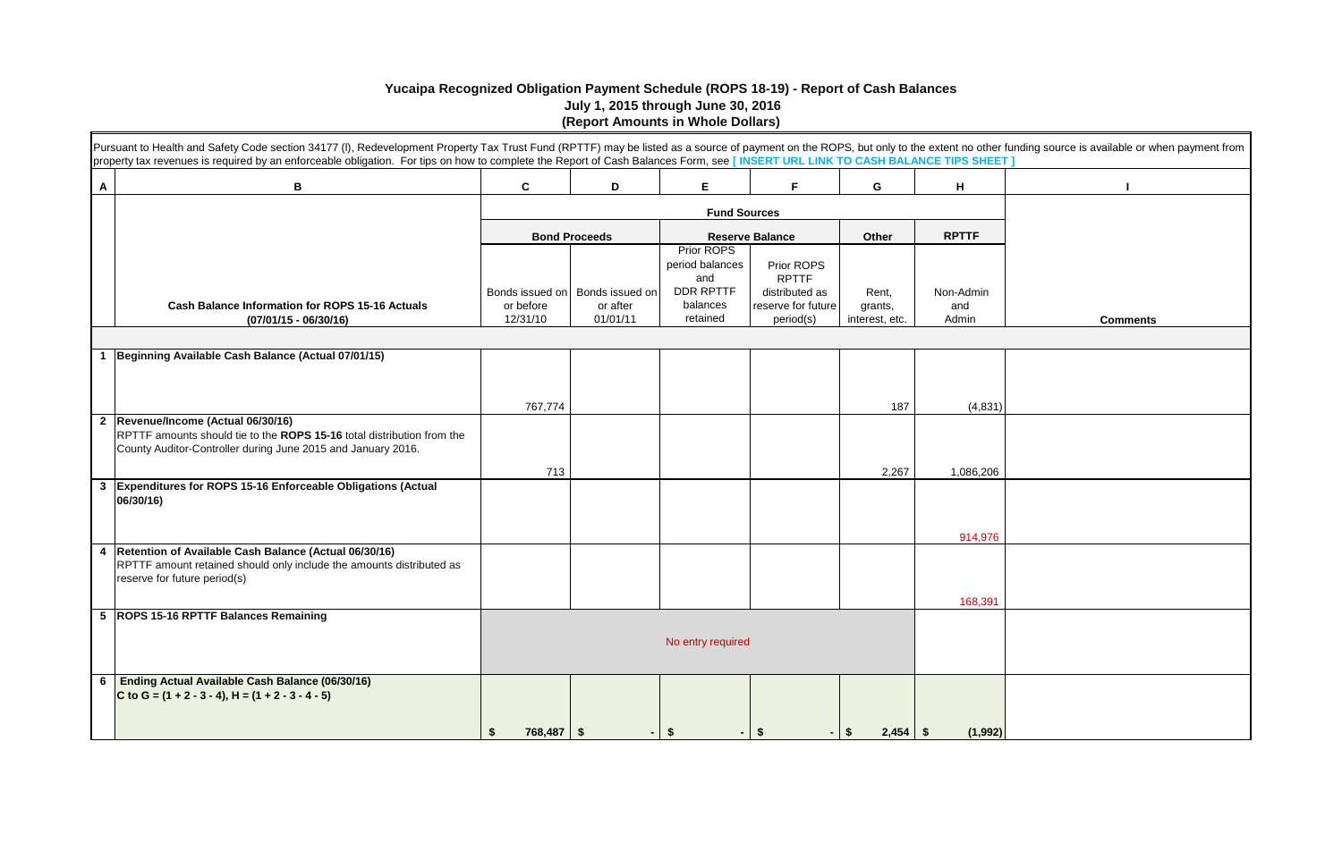# Yucaipa Recognized Obligation Payment Schedule (ROPS 18-19) - Report of Cash Balances

## July 1, 2015 through June 30, 2016

### (Report Amounts in Whole Dollars)

Pursuant to Health and Safety Code section 34177 (l), Redevelopment Property Tax Trust Fund (RPTTF) may be listed as a source of payment on the ROPS, but only to the extent no other funding source is available or when payment from property tax revenues is required by an enforceable obligation. For tips on how to complete the Report of Cash Balances Form, see **[ INSERT URL LINK TO CASH BALANCE TIPS SHEET ]**

| A | B | C | D | E | F | G | H | I |
|---|---|---|---|---|---|---|---|---|
| | | **Fund Sources** | | | | | | |
| | | **Bond Proceeds** | | **Reserve Balance** | | **Other** | **RPTTF** | |
| | **Cash Balance Information for ROPS 15-16 Actuals (07/01/15 - 06/30/16)** | Bonds issued on or before 12/31/10 | Bonds issued on or after 01/01/11 | Prior ROPS period balances and DDR RPTTF balances retained | Prior ROPS RPTTF distributed as reserve for future period(s) | Rent, grants, interest, etc. | Non-Admin and Admin | **Comments** |
| 1 | **Beginning Available Cash Balance (Actual 07/01/15)** | 767,774 | | | | 187 | (4,831) | |
| 2 | **Revenue/Income (Actual 06/30/16)** RPTTF amounts should tie to the **ROPS 15-16** total distribution from the County Auditor-Controller during June 2015 and January 2016. | 713 | | | | 2,267 | 1,086,206 | |
| 3 | **Expenditures for ROPS 15-16 Enforceable Obligations (Actual 06/30/16)** | | | | | | 914,976 | |
| 4 | **Retention of Available Cash Balance (Actual 06/30/16)** RPTTF amount retained should only include the amounts distributed as reserve for future period(s) | | | | | | 168,391 | |
| 5 | **ROPS 15-16 RPTTF Balances Remaining** | No entry required | | | | | | |
| 6 | **Ending Actual Available Cash Balance (06/30/16) C to G = (1 + 2 - 3 - 4), H = (1 + 2 - 3 - 4 - 5)** | **$ 768,487** | **$ -** | **$ -** | **$ -** | **$ 2,454** | **$ (1,992)** | |